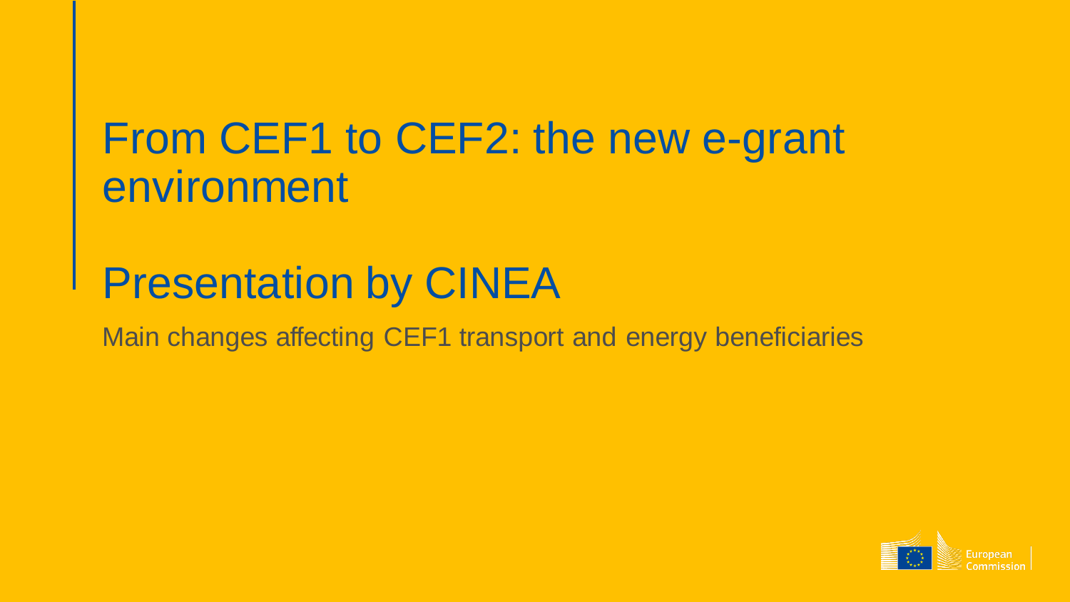# From CEF1 to CEF2: the new e-grant environment

# Presentation by CINEA

Main changes affecting CEF1 transport and energy beneficiaries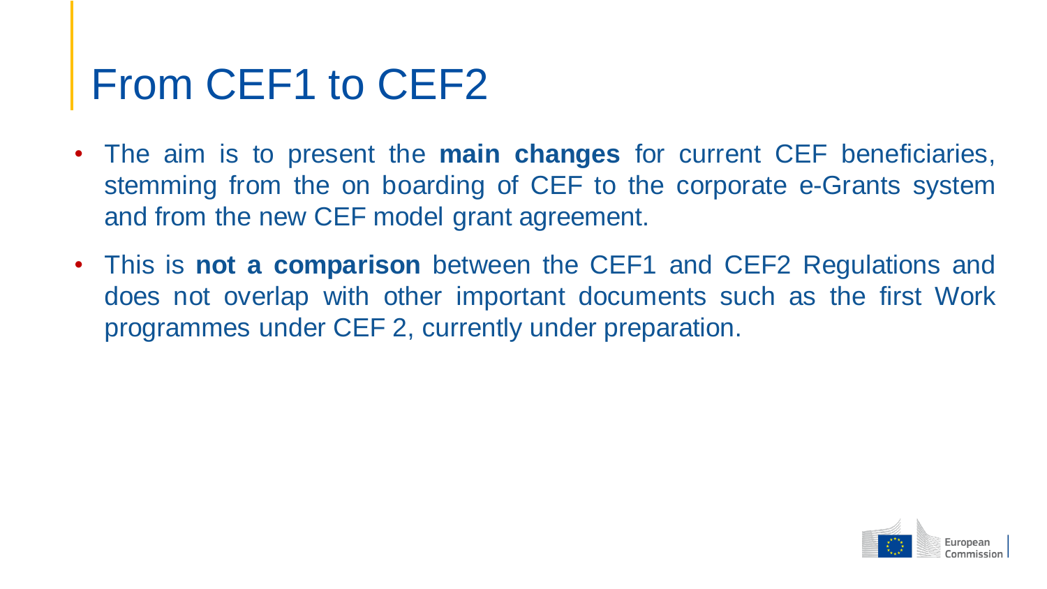# From CEF1 to CEF2

- The aim is to present the **main changes** for current CEF beneficiaries, stemming from the on boarding of CEF to the corporate e-Grants system and from the new CEF model grant agreement.
- This is **not a comparison** between the CEF1 and CEF2 Regulations and does not overlap with other important documents such as the first Work programmes under CEF 2, currently under preparation.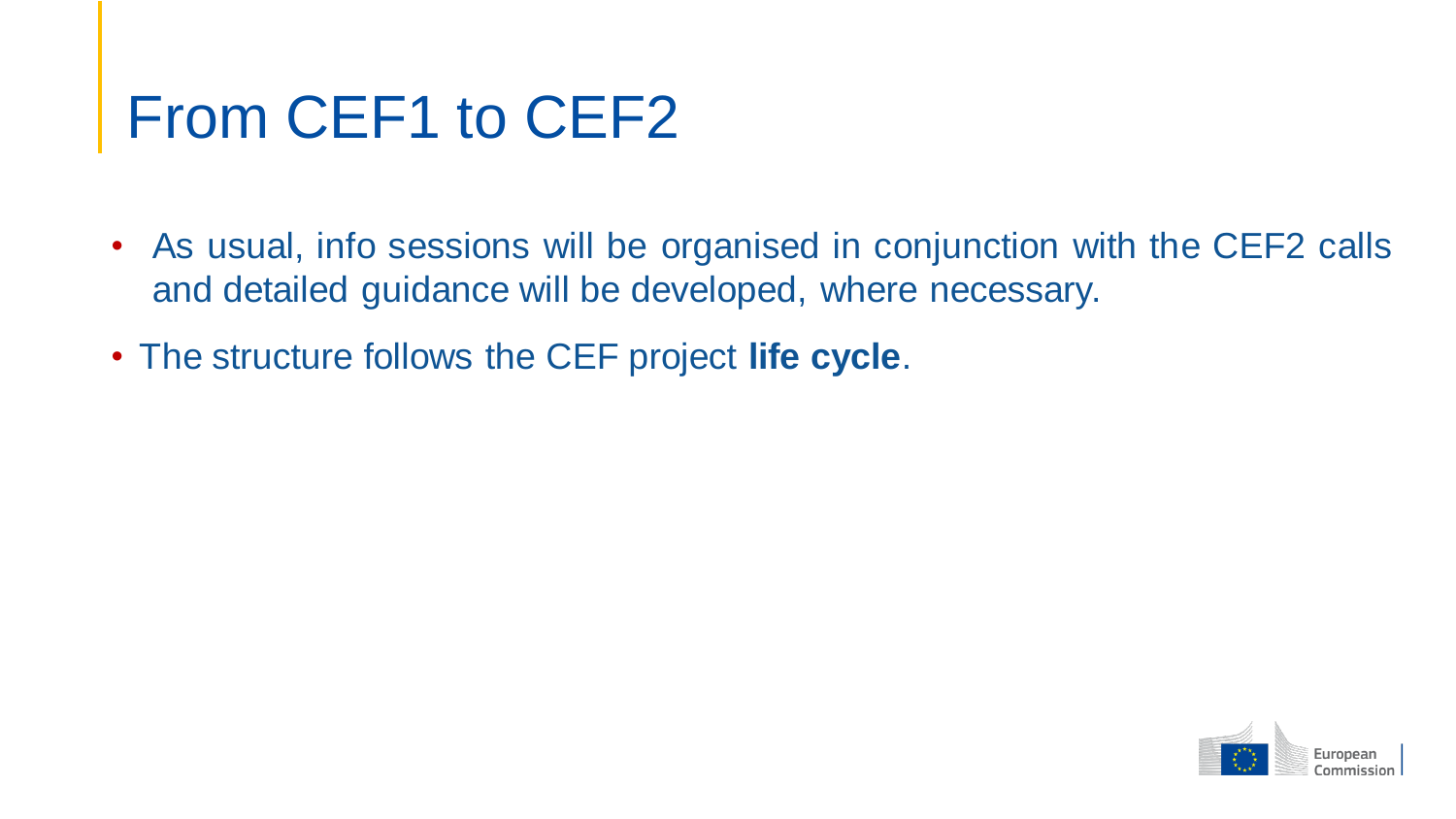# From CEF1 to CEF2

- As usual, info sessions will be organised in conjunction with the CEF2 calls and detailed guidance will be developed, where necessary.
- The structure follows the CEF project **life cycle**.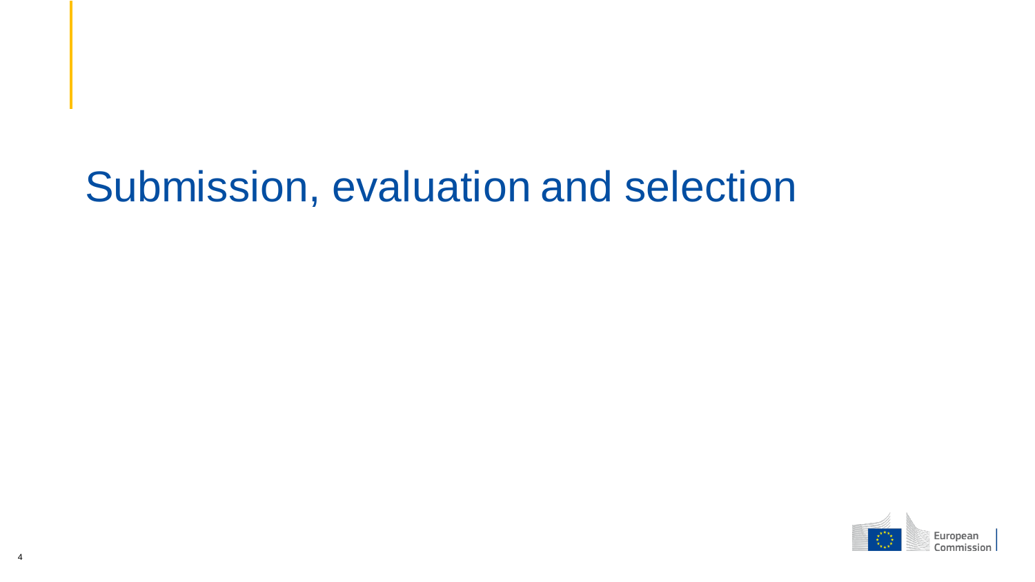# Submission, evaluation and selection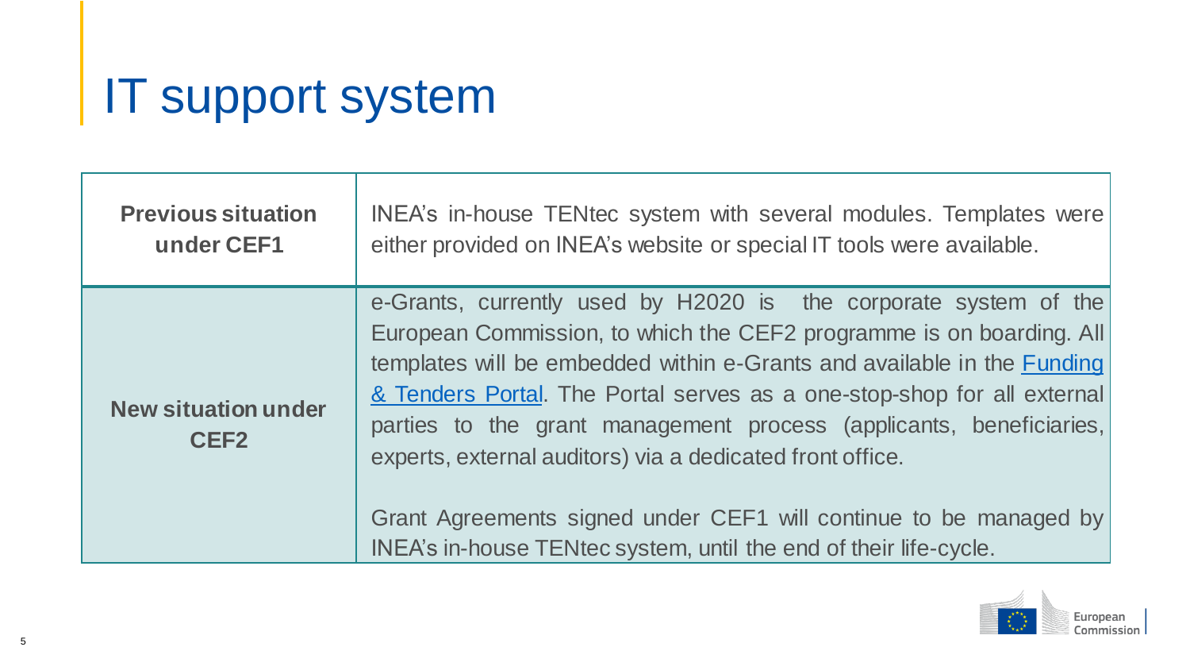# IT support system

| | |
|---|---|
| **Previous situation under CEF1** | INEA's in-house TENtec system with several modules. Templates were either provided on INEA's website or special IT tools were available. |
| **New situation under CEF2** | e-Grants, currently used by H2020 is the corporate system of the European Commission, to which the CEF2 programme is on boarding. All templates will be embedded within e-Grants and available in the Funding & Tenders Portal. The Portal serves as a one-stop-shop for all external parties to the grant management process (applicants, beneficiaries, experts, external auditors) via a dedicated front office.<br><br>Grant Agreements signed under CEF1 will continue to be managed by INEA's in-house TENtec system, until the end of their life-cycle. |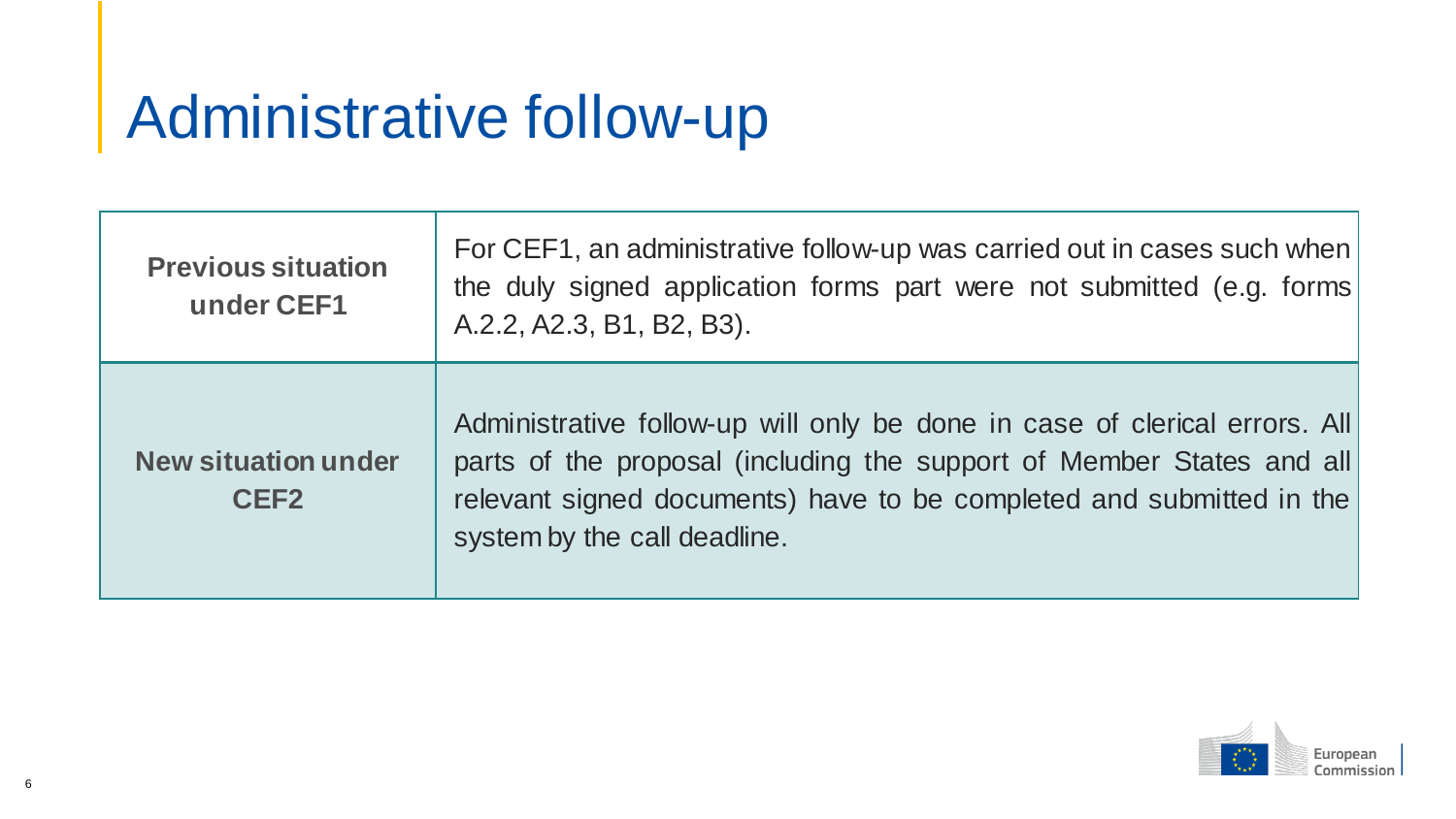# Administrative follow-up

| | |
|---|---|
| **Previous situation under CEF1** | For CEF1, an administrative follow-up was carried out in cases such when the duly signed application forms part were not submitted (e.g. forms A.2.2, A2.3, B1, B2, B3). |
| **New situation under CEF2** | Administrative follow-up will only be done in case of clerical errors. All parts of the proposal (including the support of Member States and all relevant signed documents) have to be completed and submitted in the system by the call deadline. |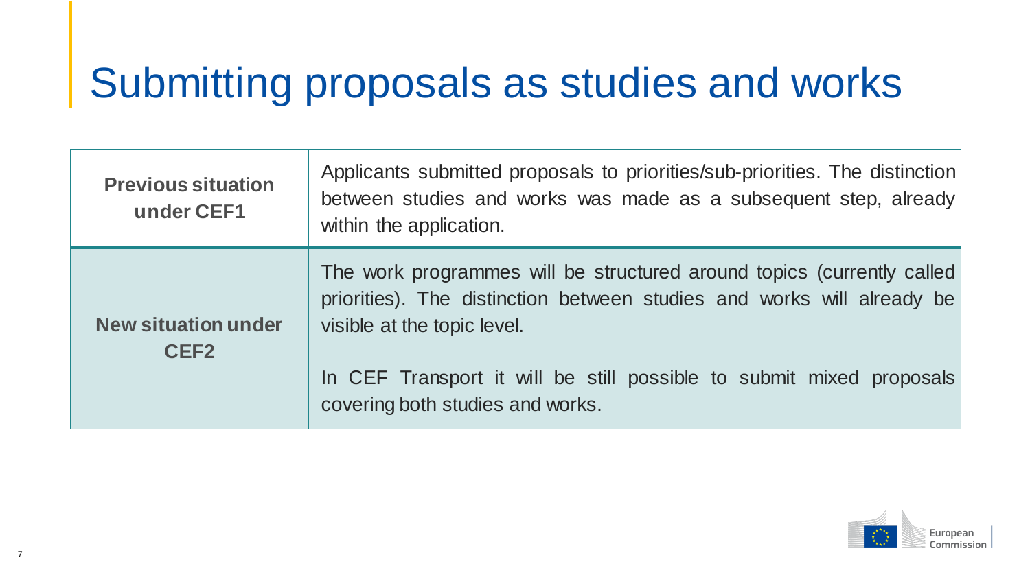# Submitting proposals as studies and works

| | |
|---|---|
| **Previous situation under CEF1** | Applicants submitted proposals to priorities/sub-priorities. The distinction between studies and works was made as a subsequent step, already within the application. |
| **New situation under CEF2** | The work programmes will be structured around topics (currently called priorities). The distinction between studies and works will already be visible at the topic level.<br><br>In CEF Transport it will be still possible to submit mixed proposals covering both studies and works. |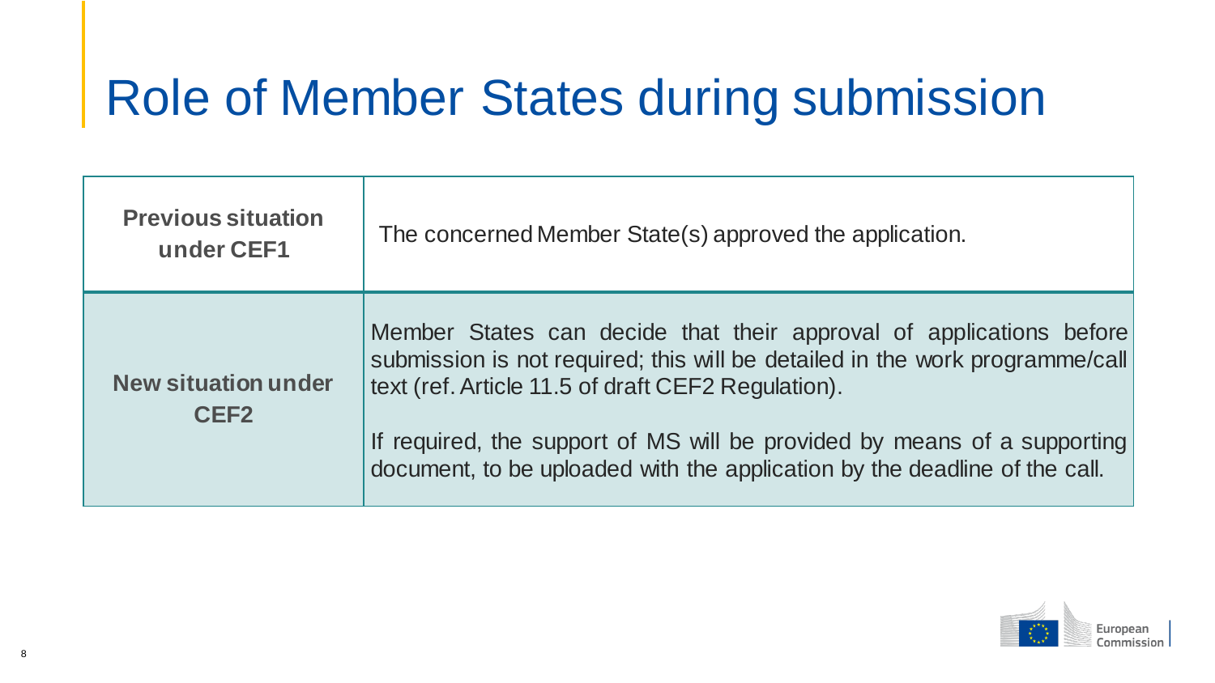# Role of Member States during submission

| | |
|---|---|
| **Previous situation under CEF1** | The concerned Member State(s) approved the application. |
| **New situation under CEF2** | Member States can decide that their approval of applications before submission is not required; this will be detailed in the work programme/call text (ref. Article 11.5 of draft CEF2 Regulation).<br><br>If required, the support of MS will be provided by means of a supporting document, to be uploaded with the application by the deadline of the call. |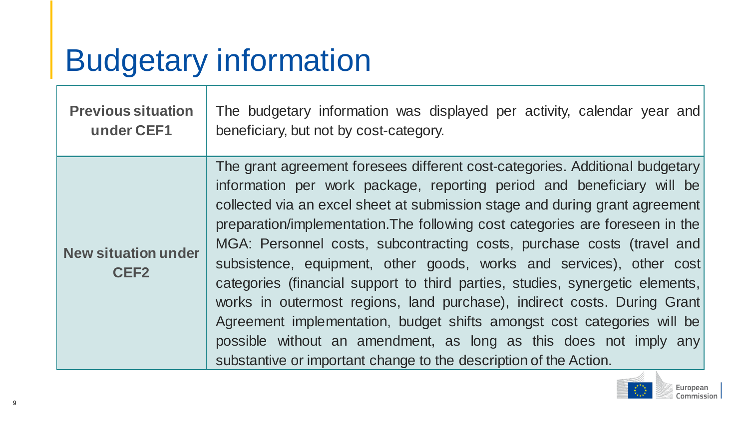# Budgetary information

| | |
|---|---|
| **Previous situation under CEF1** | The budgetary information was displayed per activity, calendar year and beneficiary, but not by cost-category. |
| **New situation under CEF2** | The grant agreement foresees different cost-categories. Additional budgetary information per work package, reporting period and beneficiary will be collected via an excel sheet at submission stage and during grant agreement preparation/implementation.The following cost categories are foreseen in the MGA: Personnel costs, subcontracting costs, purchase costs (travel and subsistence, equipment, other goods, works and services), other cost categories (financial support to third parties, studies, synergetic elements, works in outermost regions, land purchase), indirect costs. During Grant Agreement implementation, budget shifts amongst cost categories will be possible without an amendment, as long as this does not imply any substantive or important change to the description of the Action. |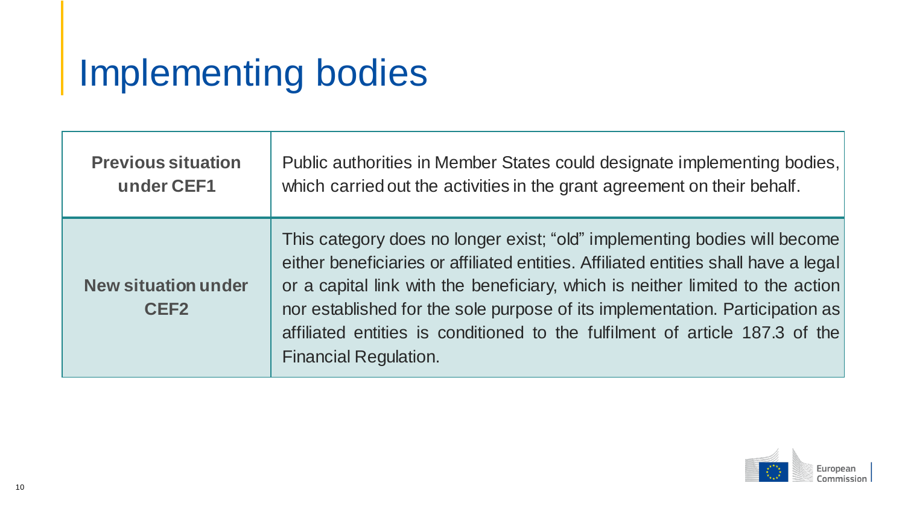# Implementing bodies

| | |
|---|---|
| **Previous situation under CEF1** | Public authorities in Member States could designate implementing bodies, which carried out the activities in the grant agreement on their behalf. |
| **New situation under CEF2** | This category does no longer exist; "old" implementing bodies will become either beneficiaries or affiliated entities. Affiliated entities shall have a legal or a capital link with the beneficiary, which is neither limited to the action nor established for the sole purpose of its implementation. Participation as affiliated entities is conditioned to the fulfilment of article 187.3 of the Financial Regulation. |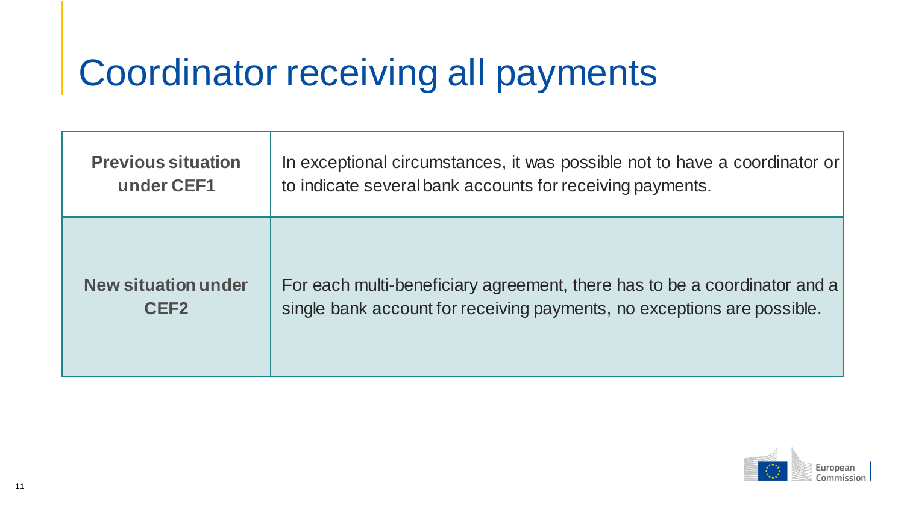# Coordinator receiving all payments

| | |
|---|---|
| **Previous situation under CEF1** | In exceptional circumstances, it was possible not to have a coordinator or to indicate several bank accounts for receiving payments. |
| **New situation under CEF2** | For each multi-beneficiary agreement, there has to be a coordinator and a single bank account for receiving payments, no exceptions are possible. |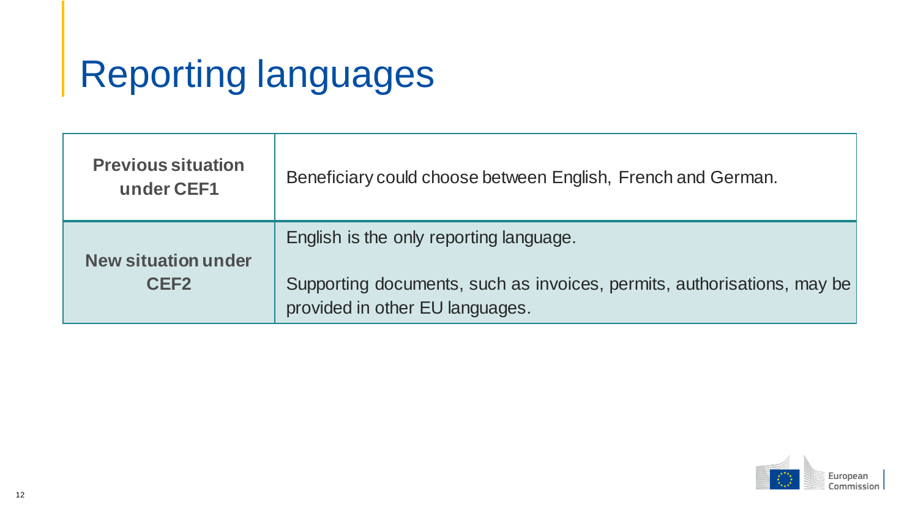# Reporting languages

| | |
|---|---|
| **Previous situation under CEF1** | Beneficiary could choose between English, French and German. |
| **New situation under CEF2** | English is the only reporting language.<br><br>Supporting documents, such as invoices, permits, authorisations, may be provided in other EU languages. |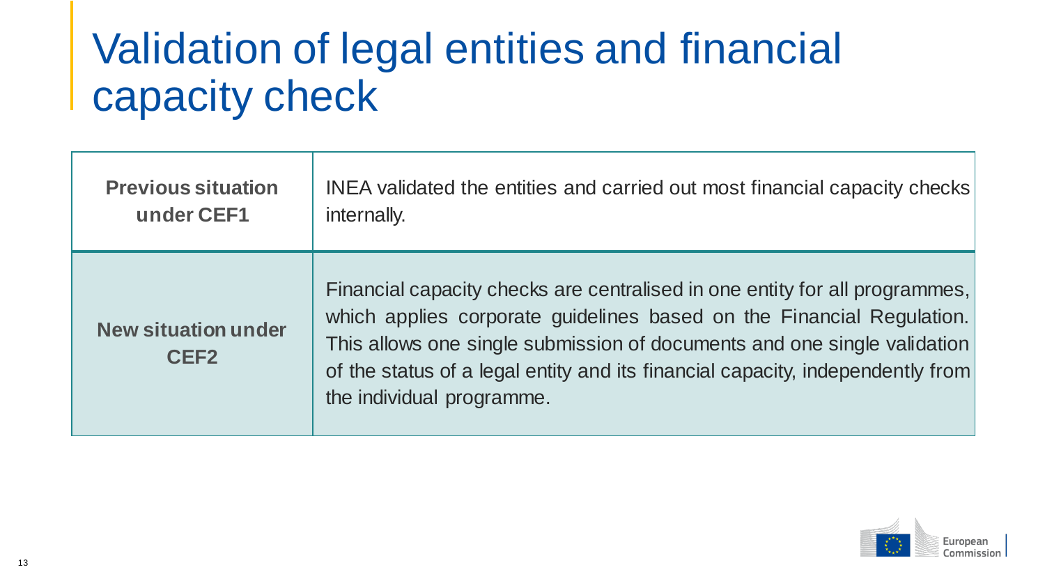# Validation of legal entities and financial capacity check

| | |
|---|---|
| **Previous situation under CEF1** | INEA validated the entities and carried out most financial capacity checks internally. |
| **New situation under CEF2** | Financial capacity checks are centralised in one entity for all programmes, which applies corporate guidelines based on the Financial Regulation. This allows one single submission of documents and one single validation of the status of a legal entity and its financial capacity, independently from the individual programme. |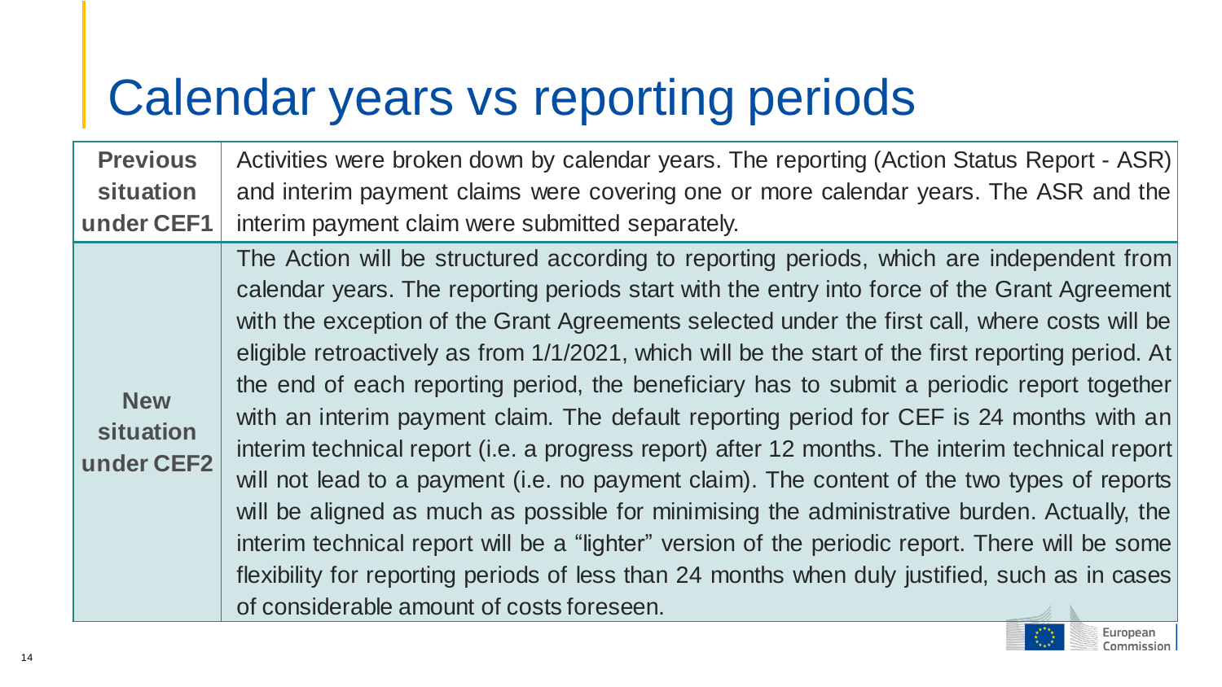# Calendar years vs reporting periods

| | |
|---|---|
| **Previous situation under CEF1** | Activities were broken down by calendar years. The reporting (Action Status Report - ASR) and interim payment claims were covering one or more calendar years. The ASR and the interim payment claim were submitted separately. |
| **New situation under CEF2** | The Action will be structured according to reporting periods, which are independent from calendar years. The reporting periods start with the entry into force of the Grant Agreement with the exception of the Grant Agreements selected under the first call, where costs will be eligible retroactively as from 1/1/2021, which will be the start of the first reporting period. At the end of each reporting period, the beneficiary has to submit a periodic report together with an interim payment claim. The default reporting period for CEF is 24 months with an interim technical report (i.e. a progress report) after 12 months. The interim technical report will not lead to a payment (i.e. no payment claim). The content of the two types of reports will be aligned as much as possible for minimising the administrative burden. Actually, the interim technical report will be a "lighter" version of the periodic report. There will be some flexibility for reporting periods of less than 24 months when duly justified, such as in cases of considerable amount of costs foreseen. |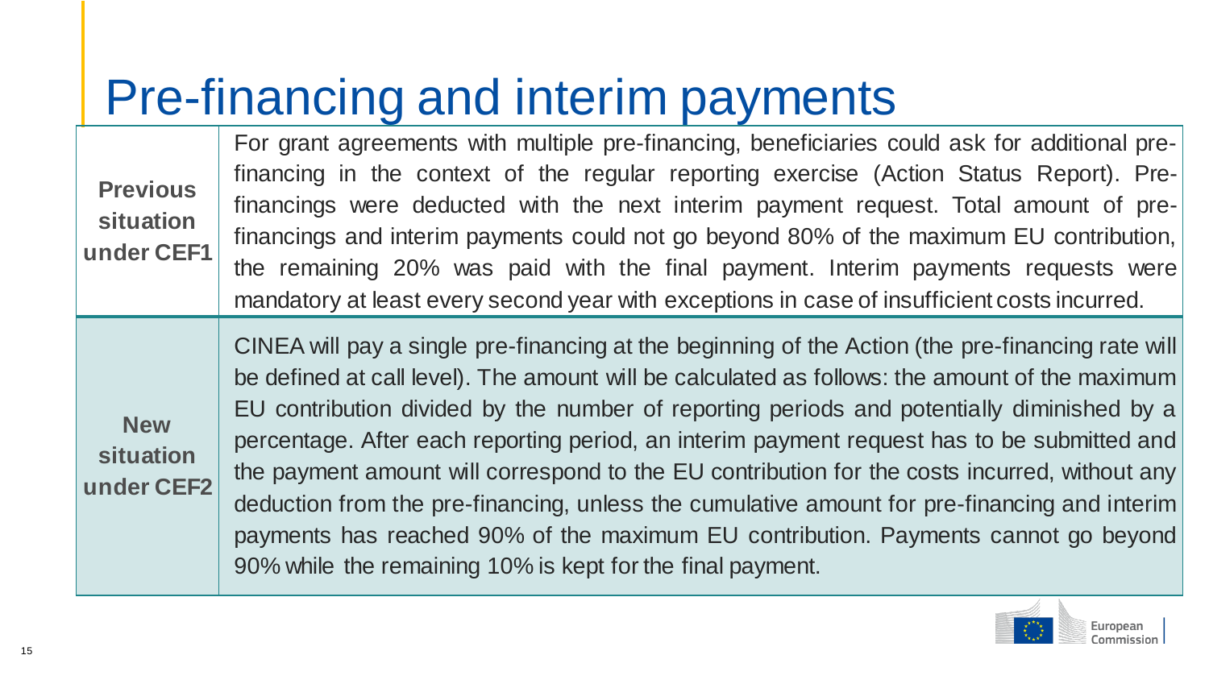# Pre-financing and interim payments

| | |
|---|---|
| **Previous situation under CEF1** | For grant agreements with multiple pre-financing, beneficiaries could ask for additional pre-financing in the context of the regular reporting exercise (Action Status Report). Pre-financings were deducted with the next interim payment request. Total amount of pre-financings and interim payments could not go beyond 80% of the maximum EU contribution, the remaining 20% was paid with the final payment. Interim payments requests were mandatory at least every second year with exceptions in case of insufficient costs incurred. |
| **New situation under CEF2** | CINEA will pay a single pre-financing at the beginning of the Action (the pre-financing rate will be defined at call level). The amount will be calculated as follows: the amount of the maximum EU contribution divided by the number of reporting periods and potentially diminished by a percentage. After each reporting period, an interim payment request has to be submitted and the payment amount will correspond to the EU contribution for the costs incurred, without any deduction from the pre-financing, unless the cumulative amount for pre-financing and interim payments has reached 90% of the maximum EU contribution. Payments cannot go beyond 90% while the remaining 10% is kept for the final payment. |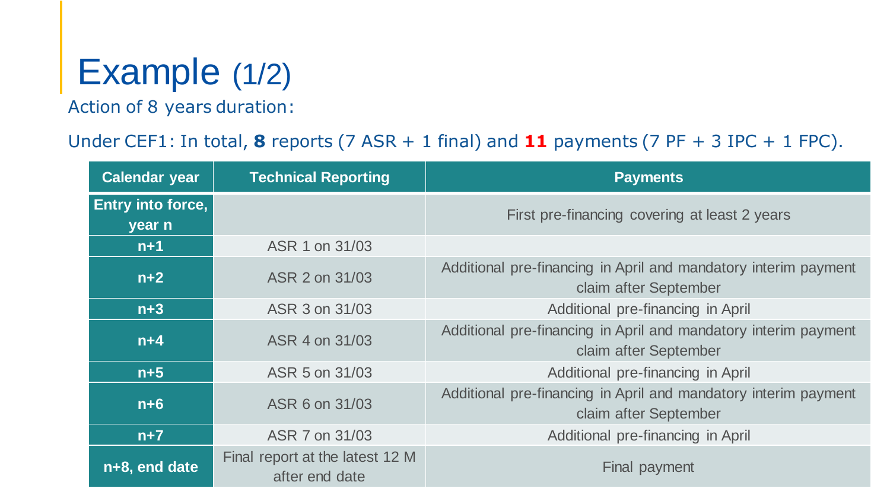# Example (1/2)

Action of 8 years duration:

Under CEF1: In total, **8** reports (7 ASR + 1 final) and **11** payments (7 PF + 3 IPC + 1 FPC).

| Calendar year | Technical Reporting | Payments |
|---|---|---|
| **Entry into force, year n** | | First pre-financing covering at least 2 years |
| **n+1** | ASR 1 on 31/03 | |
| **n+2** | ASR 2 on 31/03 | Additional pre-financing in April and mandatory interim payment claim after September |
| **n+3** | ASR 3 on 31/03 | Additional pre-financing in April |
| **n+4** | ASR 4 on 31/03 | Additional pre-financing in April and mandatory interim payment claim after September |
| **n+5** | ASR 5 on 31/03 | Additional pre-financing in April |
| **n+6** | ASR 6 on 31/03 | Additional pre-financing in April and mandatory interim payment claim after September |
| **n+7** | ASR 7 on 31/03 | Additional pre-financing in April |
| **n+8, end date** | Final report at the latest 12 M after end date | Final payment |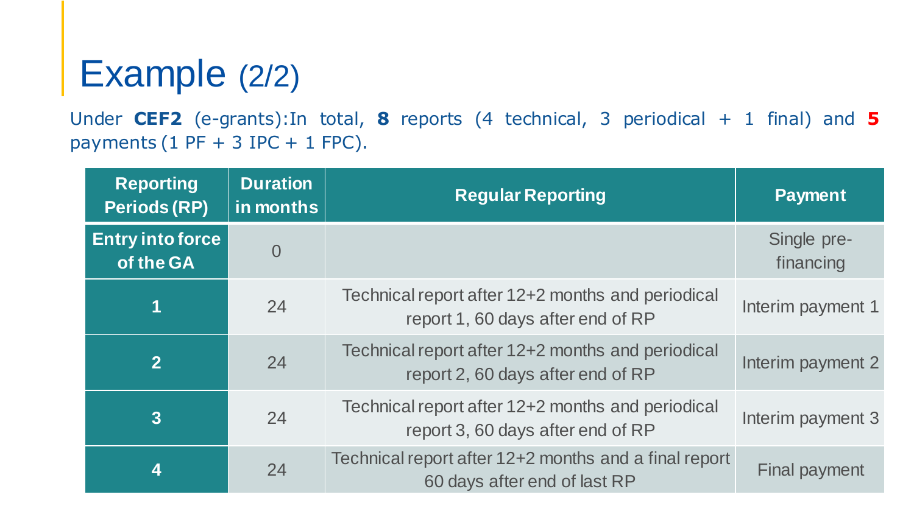# Example (2/2)

Under **CEF2** (e-grants):In total, **8** reports (4 technical, 3 periodical + 1 final) and **5** payments (1 PF + 3 IPC + 1 FPC).

| Reporting Periods (RP) | Duration in months | Regular Reporting | Payment |
|---|---|---|---|
| **Entry into force of the GA** | 0 | | Single pre-financing |
| **1** | 24 | Technical report after 12+2 months and periodical report 1, 60 days after end of RP | Interim payment 1 |
| **2** | 24 | Technical report after 12+2 months and periodical report 2, 60 days after end of RP | Interim payment 2 |
| **3** | 24 | Technical report after 12+2 months and periodical report 3, 60 days after end of RP | Interim payment 3 |
| **4** | 24 | Technical report after 12+2 months and a final report 60 days after end of last RP | Final payment |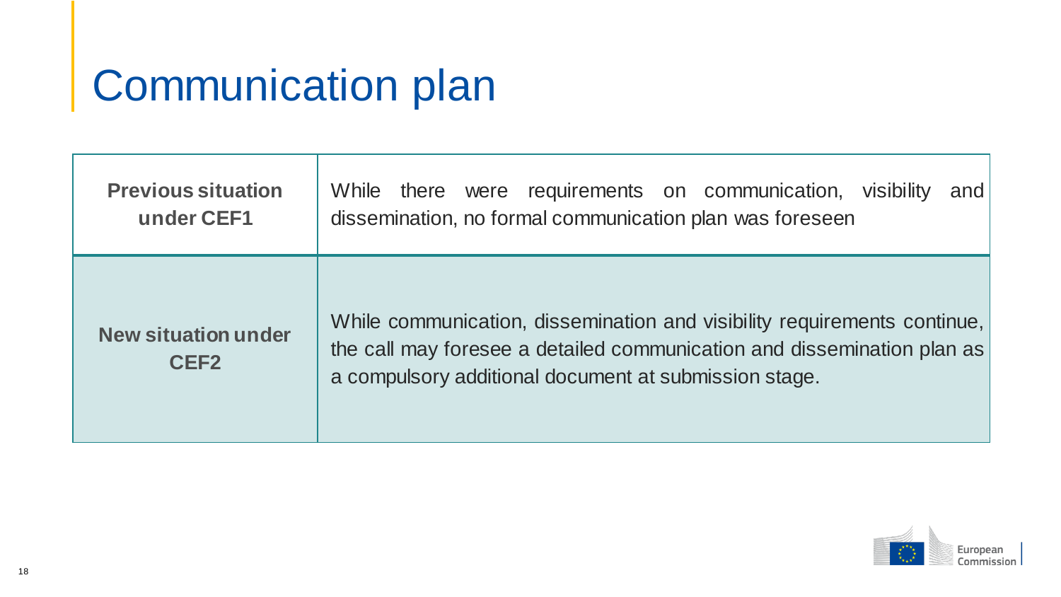# Communication plan

| | |
|---|---|
| **Previous situation under CEF1** | While there were requirements on communication, visibility and dissemination, no formal communication plan was foreseen |
| **New situation under CEF2** | While communication, dissemination and visibility requirements continue, the call may foresee a detailed communication and dissemination plan as a compulsory additional document at submission stage. |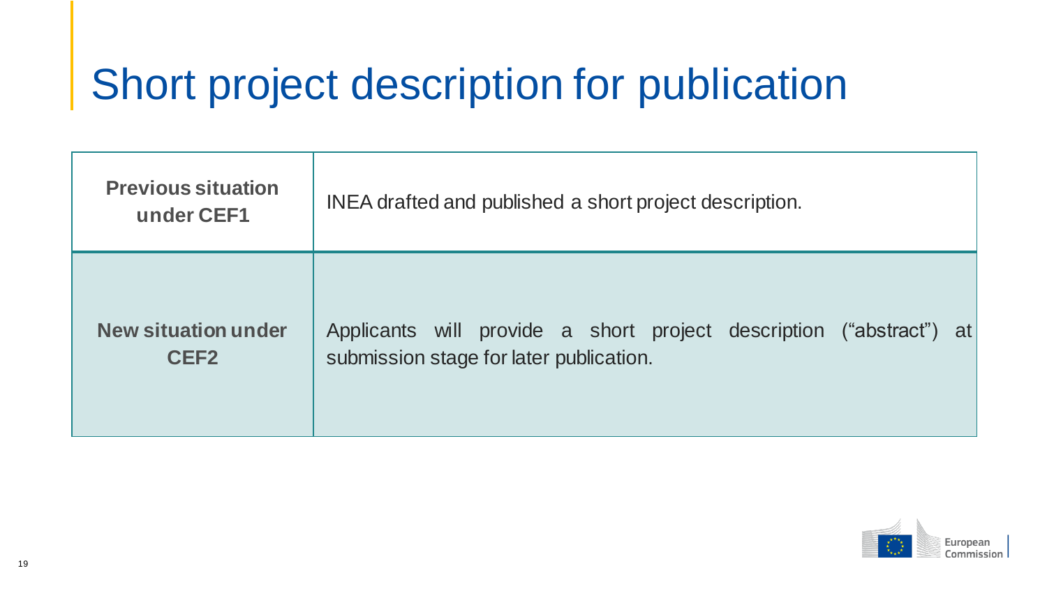# Short project description for publication

| | |
|---|---|
| **Previous situation under CEF1** | INEA drafted and published a short project description. |
| **New situation under CEF2** | Applicants will provide a short project description ("abstract") at submission stage for later publication. |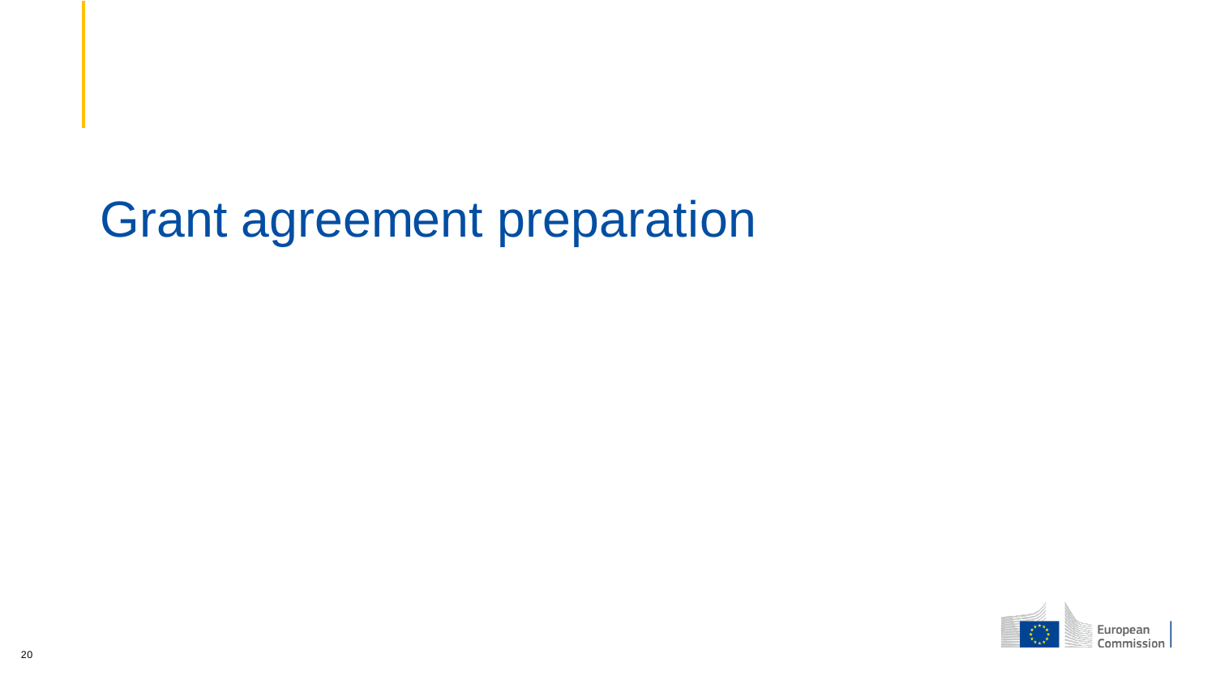# Grant agreement preparation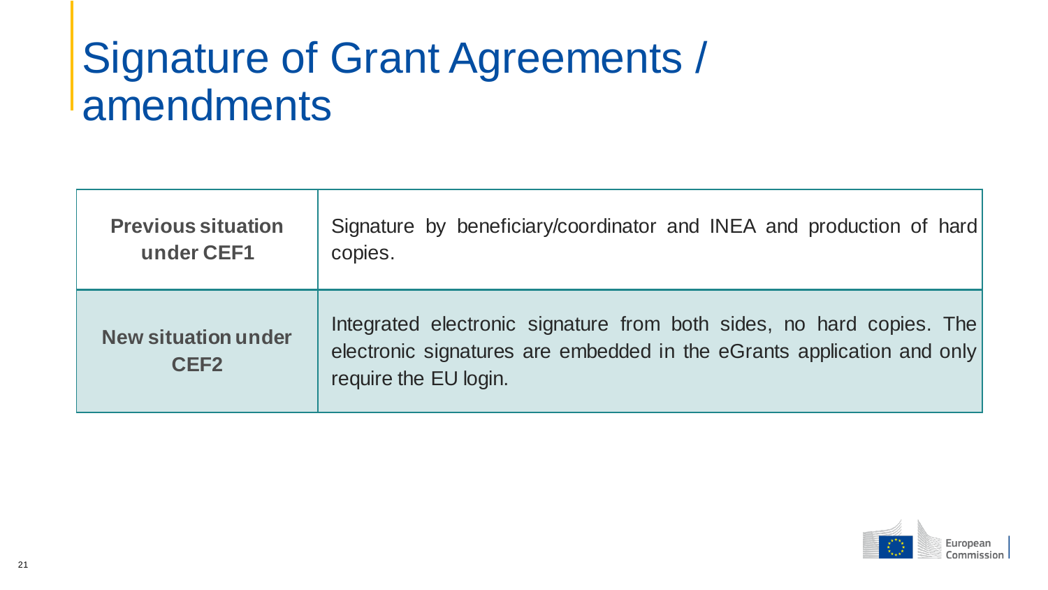# Signature of Grant Agreements / amendments

| | |
|---|---|
| **Previous situation under CEF1** | Signature by beneficiary/coordinator and INEA and production of hard copies. |
| **New situation under CEF2** | Integrated electronic signature from both sides, no hard copies. The electronic signatures are embedded in the eGrants application and only require the EU login. |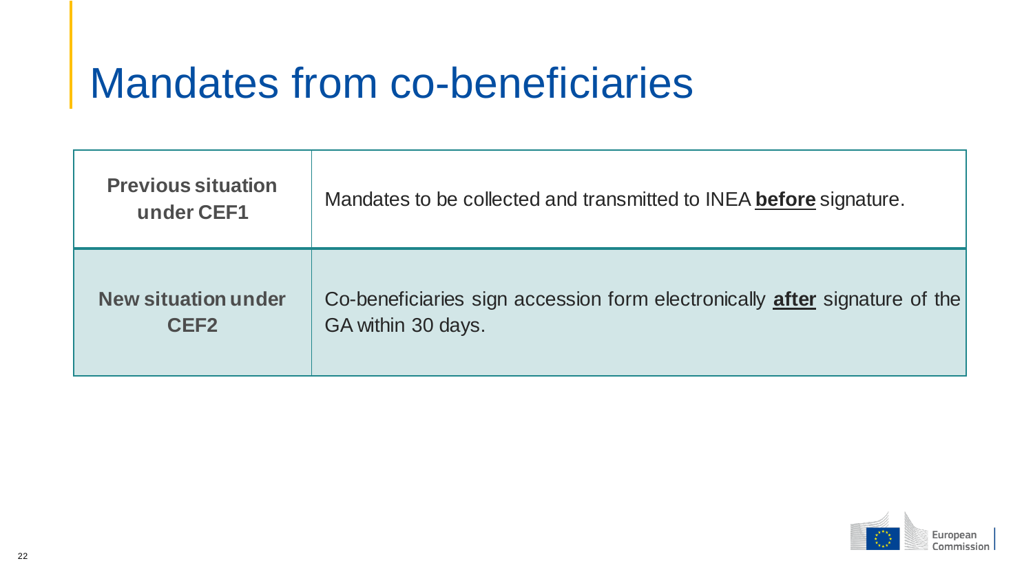# Mandates from co-beneficiaries

| | |
|---|---|
| **Previous situation under CEF1** | Mandates to be collected and transmitted to INEA **before** signature. |
| **New situation under CEF2** | Co-beneficiaries sign accession form electronically **after** signature of the GA within 30 days. |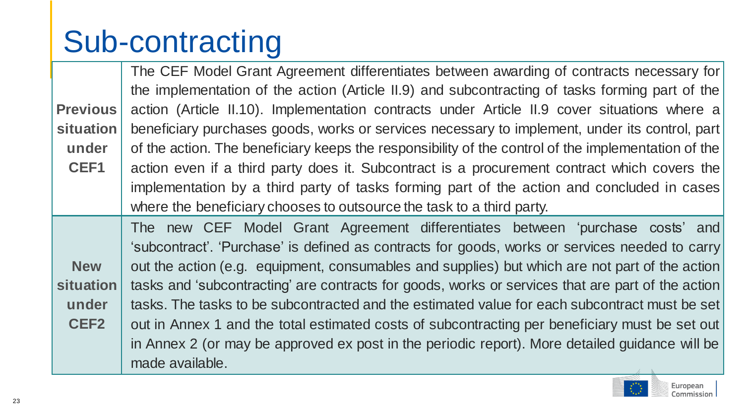# Sub-contracting

| | |
|---|---|
| **Previous situation under CEF1** | The CEF Model Grant Agreement differentiates between awarding of contracts necessary for the implementation of the action (Article II.9) and subcontracting of tasks forming part of the action (Article II.10). Implementation contracts under Article II.9 cover situations where a beneficiary purchases goods, works or services necessary to implement, under its control, part of the action. The beneficiary keeps the responsibility of the control of the implementation of the action even if a third party does it. Subcontract is a procurement contract which covers the implementation by a third party of tasks forming part of the action and concluded in cases where the beneficiary chooses to outsource the task to a third party. |
| **New situation under CEF2** | The new CEF Model Grant Agreement differentiates between 'purchase costs' and 'subcontract'. 'Purchase' is defined as contracts for goods, works or services needed to carry out the action (e.g. equipment, consumables and supplies) but which are not part of the action tasks and 'subcontracting' are contracts for goods, works or services that are part of the action tasks. The tasks to be subcontracted and the estimated value for each subcontract must be set out in Annex 1 and the total estimated costs of subcontracting per beneficiary must be set out in Annex 2 (or may be approved ex post in the periodic report). More detailed guidance will be made available. |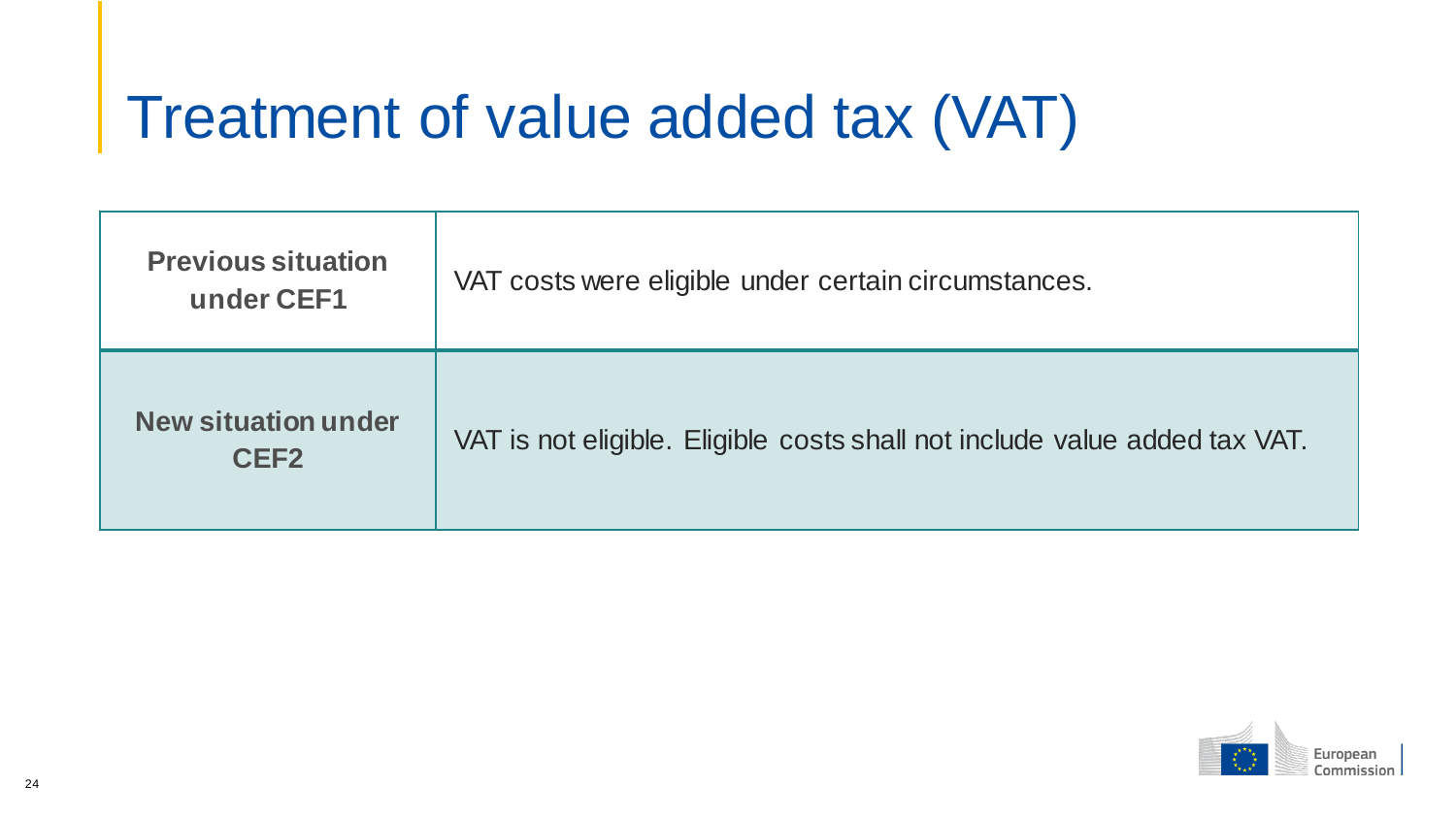# Treatment of value added tax (VAT)

| | |
|---|---|
| **Previous situation under CEF1** | VAT costs were eligible under certain circumstances. |
| **New situation under CEF2** | VAT is not eligible. Eligible costs shall not include value added tax VAT. |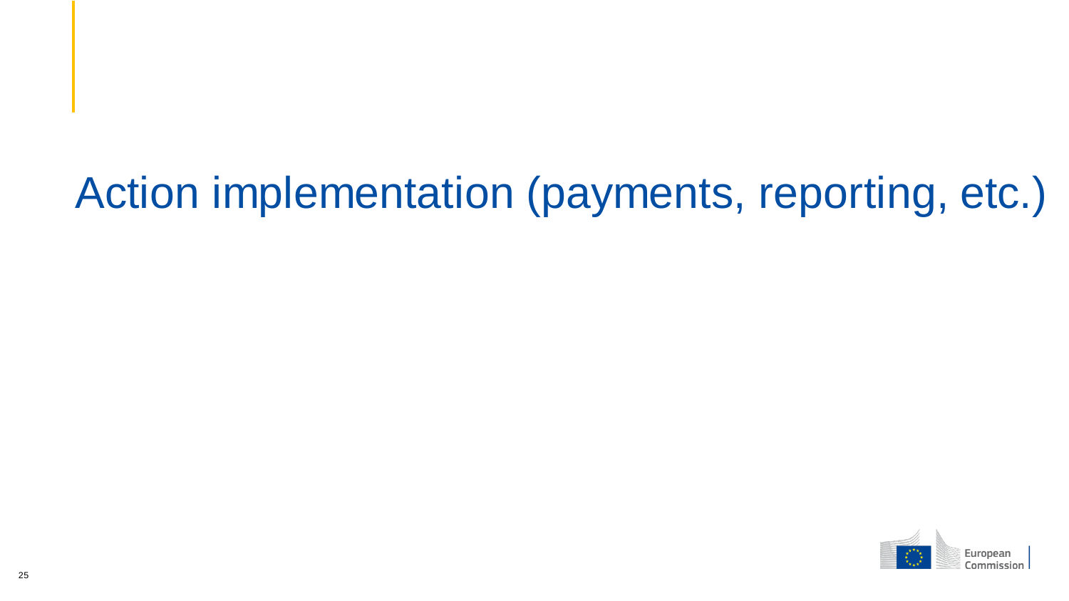# Action implementation (payments, reporting, etc.)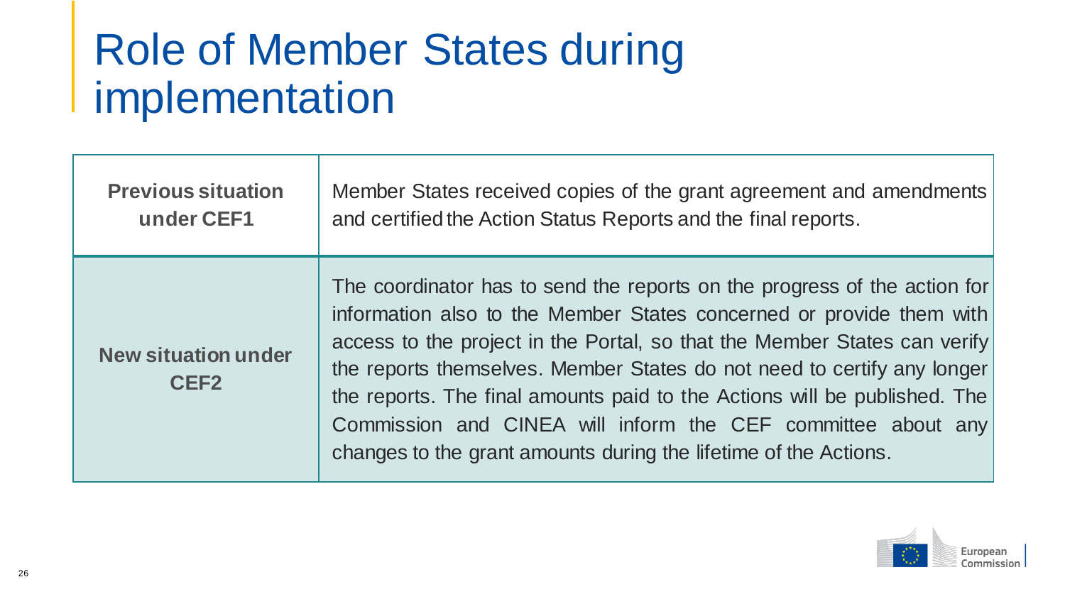# Role of Member States during implementation

| | |
|---|---|
| **Previous situation under CEF1** | Member States received copies of the grant agreement and amendments and certified the Action Status Reports and the final reports. |
| **New situation under CEF2** | The coordinator has to send the reports on the progress of the action for information also to the Member States concerned or provide them with access to the project in the Portal, so that the Member States can verify the reports themselves. Member States do not need to certify any longer the reports. The final amounts paid to the Actions will be published. The Commission and CINEA will inform the CEF committee about any changes to the grant amounts during the lifetime of the Actions. |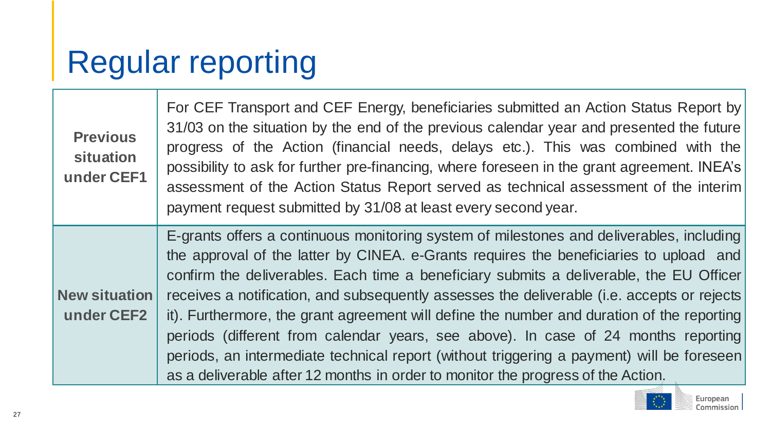# Regular reporting

| | |
|---|---|
| **Previous situation under CEF1** | For CEF Transport and CEF Energy, beneficiaries submitted an Action Status Report by 31/03 on the situation by the end of the previous calendar year and presented the future progress of the Action (financial needs, delays etc.). This was combined with the possibility to ask for further pre-financing, where foreseen in the grant agreement. INEA's assessment of the Action Status Report served as technical assessment of the interim payment request submitted by 31/08 at least every second year. |
| **New situation under CEF2** | E-grants offers a continuous monitoring system of milestones and deliverables, including the approval of the latter by CINEA. e-Grants requires the beneficiaries to upload and confirm the deliverables. Each time a beneficiary submits a deliverable, the EU Officer receives a notification, and subsequently assesses the deliverable (i.e. accepts or rejects it). Furthermore, the grant agreement will define the number and duration of the reporting periods (different from calendar years, see above). In case of 24 months reporting periods, an intermediate technical report (without triggering a payment) will be foreseen as a deliverable after 12 months in order to monitor the progress of the Action. |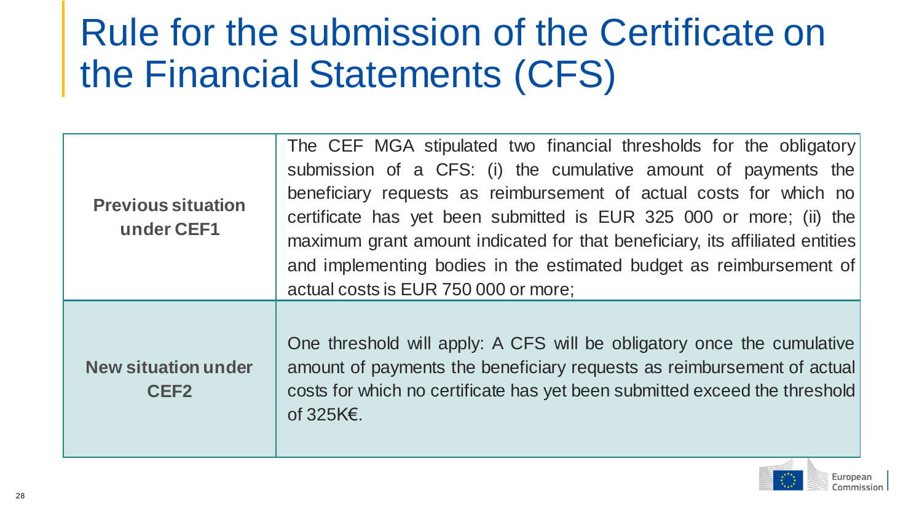# Rule for the submission of the Certificate on the Financial Statements (CFS)

| | |
|---|---|
| **Previous situation under CEF1** | The CEF MGA stipulated two financial thresholds for the obligatory submission of a CFS: (i) the cumulative amount of payments the beneficiary requests as reimbursement of actual costs for which no certificate has yet been submitted is EUR 325 000 or more; (ii) the maximum grant amount indicated for that beneficiary, its affiliated entities and implementing bodies in the estimated budget as reimbursement of actual costs is EUR 750 000 or more; |
| **New situation under CEF2** | One threshold will apply: A CFS will be obligatory once the cumulative amount of payments the beneficiary requests as reimbursement of actual costs for which no certificate has yet been submitted exceed the threshold of 325K€. |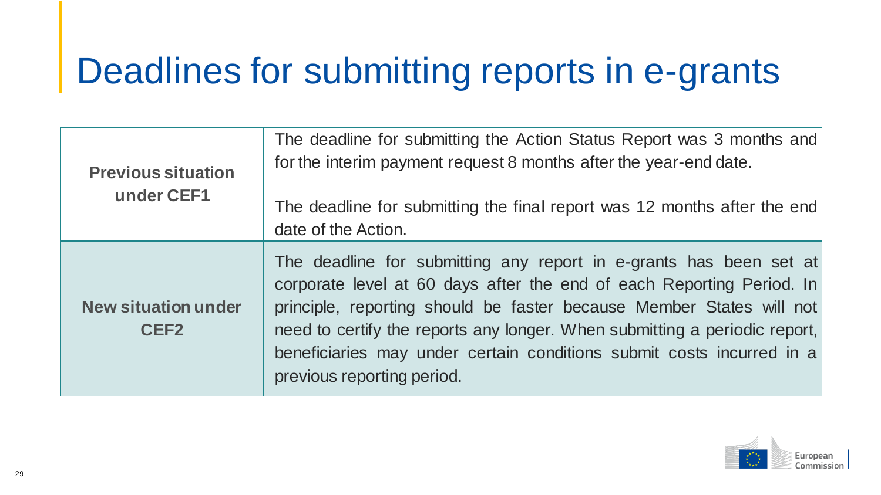# Deadlines for submitting reports in e-grants

| | |
|---|---|
| **Previous situation under CEF1** | The deadline for submitting the Action Status Report was 3 months and for the interim payment request 8 months after the year-end date.<br><br>The deadline for submitting the final report was 12 months after the end date of the Action. |
| **New situation under CEF2** | The deadline for submitting any report in e-grants has been set at corporate level at 60 days after the end of each Reporting Period. In principle, reporting should be faster because Member States will not need to certify the reports any longer. When submitting a periodic report, beneficiaries may under certain conditions submit costs incurred in a previous reporting period. |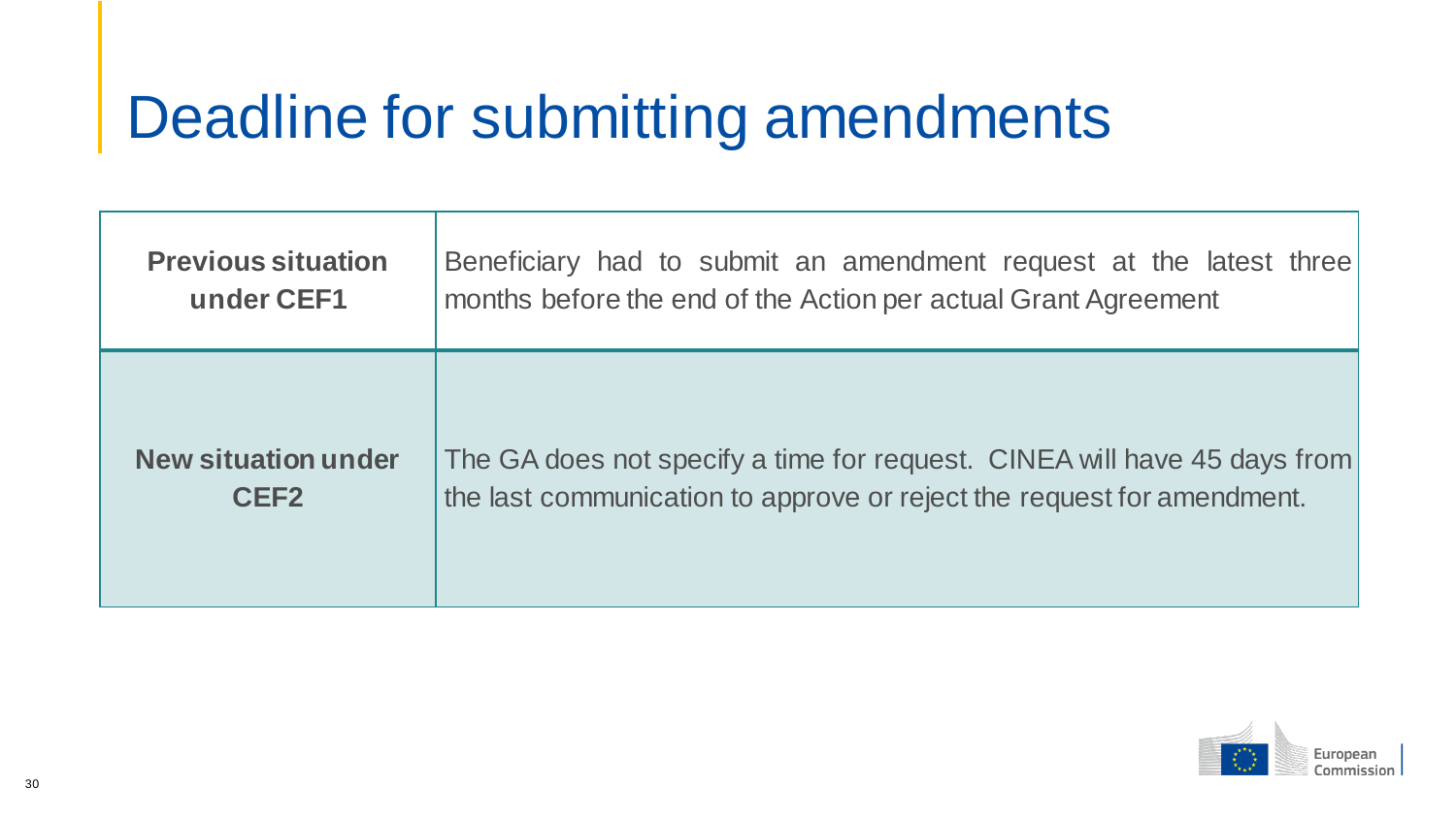# Deadline for submitting amendments

| | |
|---|---|
| **Previous situation under CEF1** | Beneficiary had to submit an amendment request at the latest three months before the end of the Action per actual Grant Agreement |
| **New situation under CEF2** | The GA does not specify a time for request. CINEA will have 45 days from the last communication to approve or reject the request for amendment. |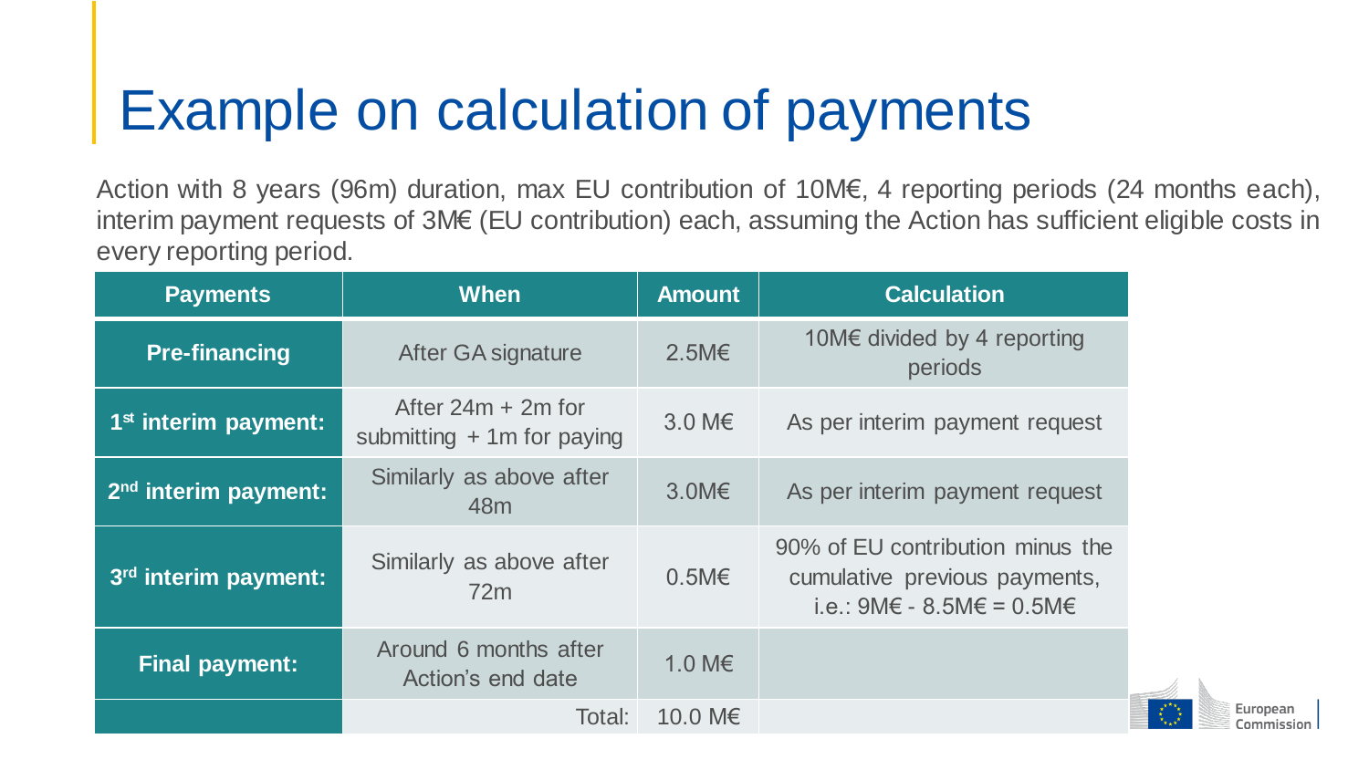# Example on calculation of payments

Action with 8 years (96m) duration, max EU contribution of 10M€, 4 reporting periods (24 months each), interim payment requests of 3M€ (EU contribution) each, assuming the Action has sufficient eligible costs in every reporting period.

| Payments | When | Amount | Calculation |
|---|---|---|---|
| **Pre-financing** | After GA signature | 2.5M€ | 10M€ divided by 4 reporting periods |
| **1st interim payment:** | After 24m + 2m for submitting + 1m for paying | 3.0 M€ | As per interim payment request |
| **2nd interim payment:** | Similarly as above after 48m | 3.0M€ | As per interim payment request |
| **3rd interim payment:** | Similarly as above after 72m | 0.5M€ | 90% of EU contribution minus the cumulative previous payments, i.e.: 9M€ - 8.5M€ = 0.5M€ |
| **Final payment:** | Around 6 months after Action's end date | 1.0 M€ | |
| | Total: | 10.0 M€ | |